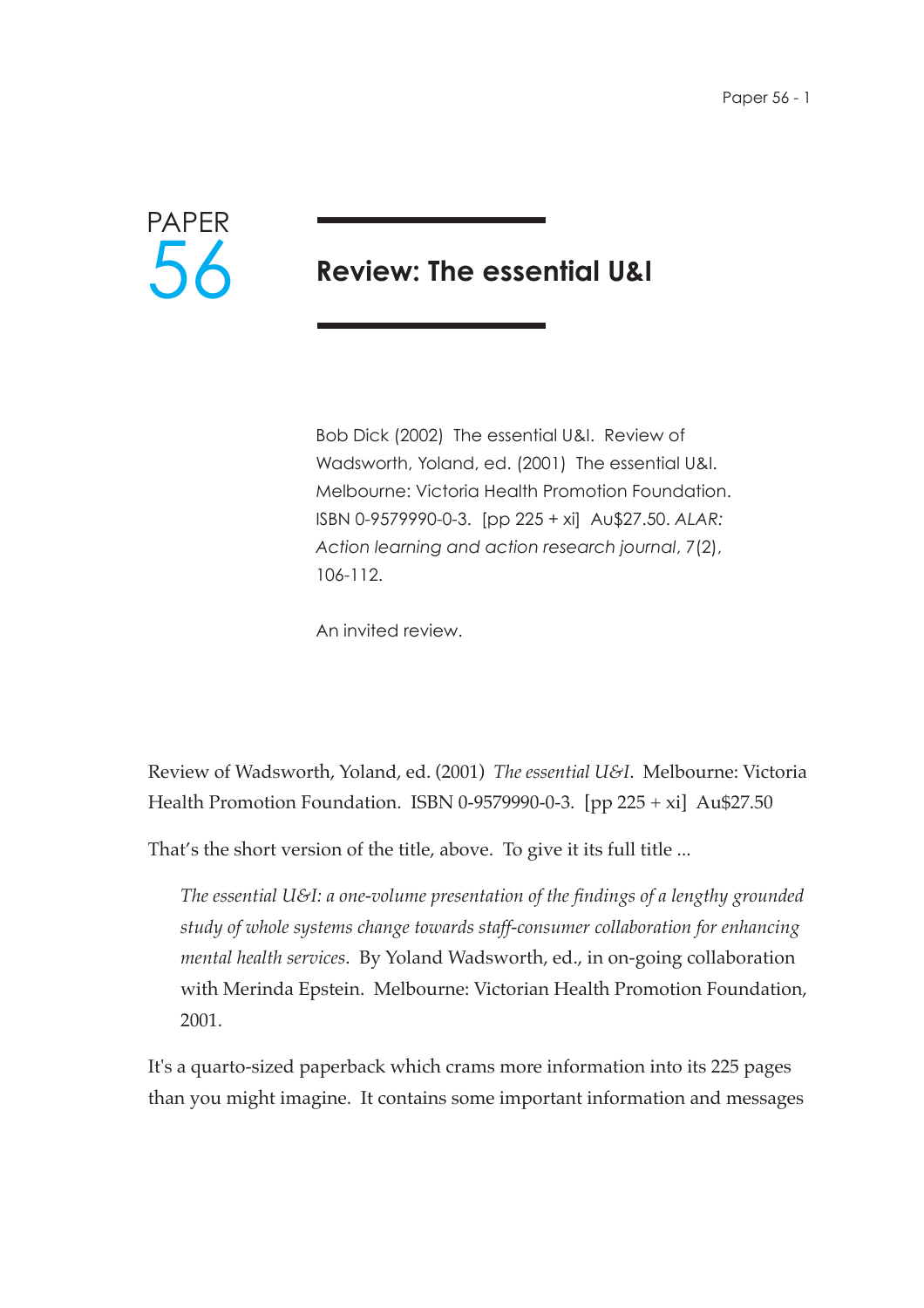PAPER 56

# Review: The essential U&I

Bob Dick (2002) The essential U&I. Review of Wadsworth, Yoland, ed. (2001) The essential U&I. Melbourne: Victoria Health Promotion Foundation. ISBN 0-9579990-0-3. [pp 225 + xi] Au$27.50. *ALAR: Action learning and action research journal*, 7(2), 106-112.

An invited review.

Review of Wadsworth, Yoland, ed. (2001) *The essential U&I*. Melbourne: Victoria Health Promotion Foundation. ISBN 0-9579990-0-3. [pp 225 + xi] Au$27.50

That's the short version of the title, above. To give it its full title ...

> *The essential U&I: a one-volume presentation of the findings of a lengthy grounded study of whole systems change towards staff-consumer collaboration for enhancing mental health services*. By Yoland Wadsworth, ed., in on-going collaboration with Merinda Epstein. Melbourne: Victorian Health Promotion Foundation, 2001.

It's a quarto-sized paperback which crams more information into its 225 pages than you might imagine. It contains some important information and messages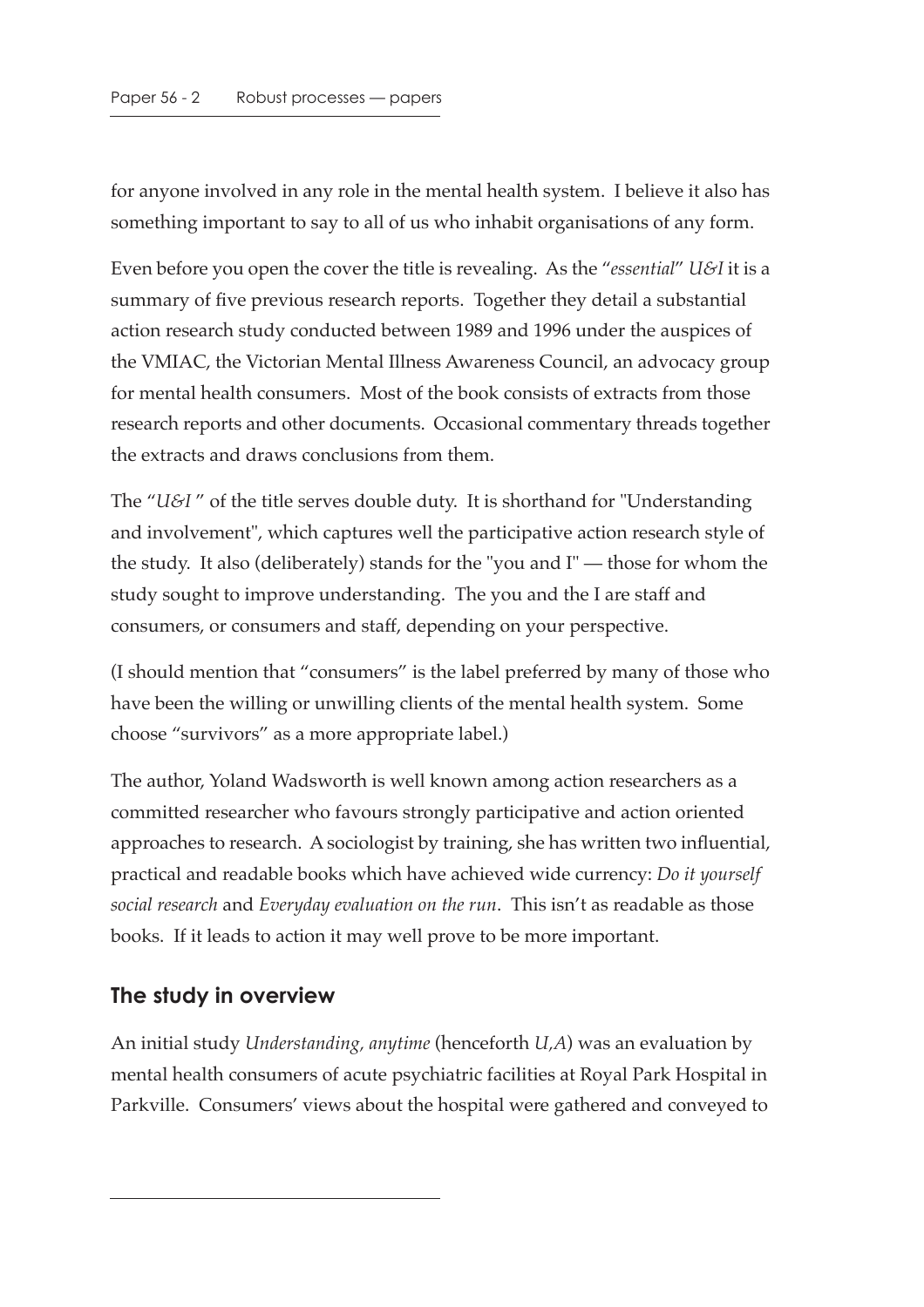for anyone involved in any role in the mental health system. I believe it also has something important to say to all of us who inhabit organisations of any form.

Even before you open the cover the title is revealing. As the "*essential*" *U&I* it is a summary of five previous research reports. Together they detail a substantial action research study conducted between 1989 and 1996 under the auspices of the VMIAC, the Victorian Mental Illness Awareness Council, an advocacy group for mental health consumers. Most of the book consists of extracts from those research reports and other documents. Occasional commentary threads together the extracts and draws conclusions from them.

The "*U&I* " of the title serves double duty. It is shorthand for "Understanding and involvement", which captures well the participative action research style of the study. It also (deliberately) stands for the "you and I" — those for whom the study sought to improve understanding. The you and the I are staff and consumers, or consumers and staff, depending on your perspective.

(I should mention that "consumers" is the label preferred by many of those who have been the willing or unwilling clients of the mental health system. Some choose "survivors" as a more appropriate label.)

The author, Yoland Wadsworth is well known among action researchers as a committed researcher who favours strongly participative and action oriented approaches to research. A sociologist by training, she has written two influential, practical and readable books which have achieved wide currency: *Do it yourself social research* and *Everyday evaluation on the run*. This isn't as readable as those books. If it leads to action it may well prove to be more important.

## The study in overview

An initial study *Understanding, anytime* (henceforth *U,A*) was an evaluation by mental health consumers of acute psychiatric facilities at Royal Park Hospital in Parkville. Consumers' views about the hospital were gathered and conveyed to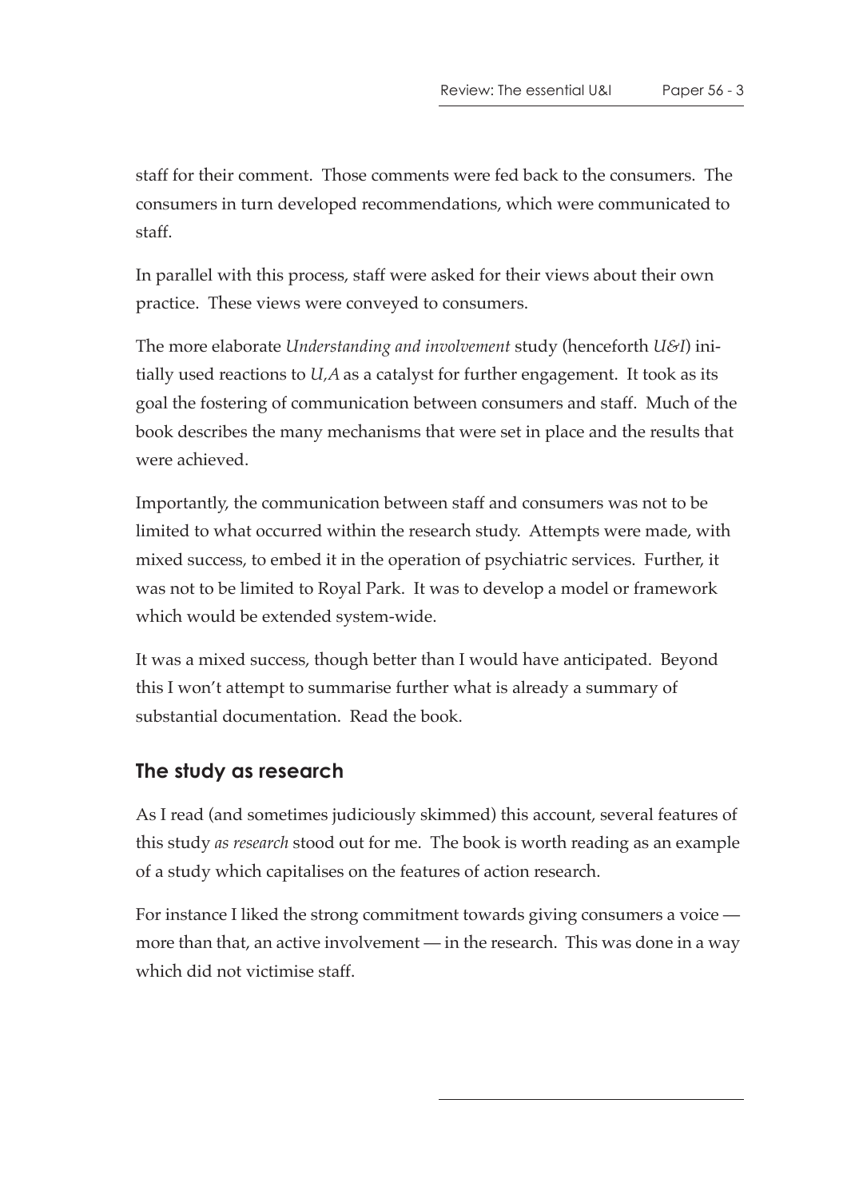staff for their comment. Those comments were fed back to the consumers. The consumers in turn developed recommendations, which were communicated to staff.

In parallel with this process, staff were asked for their views about their own practice. These views were conveyed to consumers.

The more elaborate *Understanding and involvement* study (henceforth *U&I*) initially used reactions to *U,A* as a catalyst for further engagement. It took as its goal the fostering of communication between consumers and staff. Much of the book describes the many mechanisms that were set in place and the results that were achieved.

Importantly, the communication between staff and consumers was not to be limited to what occurred within the research study. Attempts were made, with mixed success, to embed it in the operation of psychiatric services. Further, it was not to be limited to Royal Park. It was to develop a model or framework which would be extended system-wide.

It was a mixed success, though better than I would have anticipated. Beyond this I won't attempt to summarise further what is already a summary of substantial documentation. Read the book.

## The study as research

As I read (and sometimes judiciously skimmed) this account, several features of this study *as research* stood out for me. The book is worth reading as an example of a study which capitalises on the features of action research.

For instance I liked the strong commitment towards giving consumers a voice — more than that, an active involvement — in the research. This was done in a way which did not victimise staff.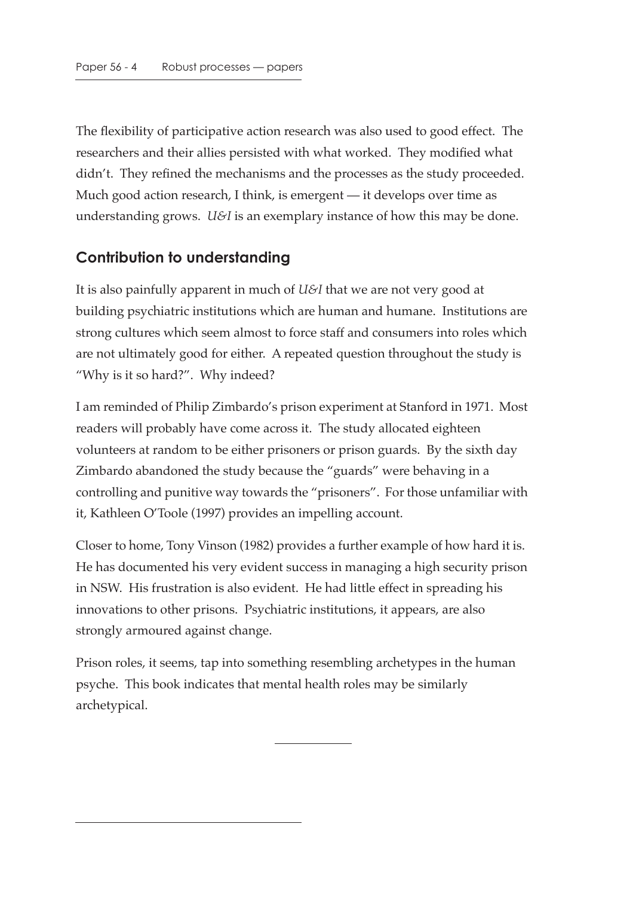The flexibility of participative action research was also used to good effect. The researchers and their allies persisted with what worked. They modified what didn't. They refined the mechanisms and the processes as the study proceeded. Much good action research, I think, is emergent — it develops over time as understanding grows. *U&I* is an exemplary instance of how this may be done.

## Contribution to understanding

It is also painfully apparent in much of *U&I* that we are not very good at building psychiatric institutions which are human and humane. Institutions are strong cultures which seem almost to force staff and consumers into roles which are not ultimately good for either. A repeated question throughout the study is "Why is it so hard?". Why indeed?

I am reminded of Philip Zimbardo's prison experiment at Stanford in 1971. Most readers will probably have come across it. The study allocated eighteen volunteers at random to be either prisoners or prison guards. By the sixth day Zimbardo abandoned the study because the "guards" were behaving in a controlling and punitive way towards the "prisoners". For those unfamiliar with it, Kathleen O'Toole (1997) provides an impelling account.

Closer to home, Tony Vinson (1982) provides a further example of how hard it is. He has documented his very evident success in managing a high security prison in NSW. His frustration is also evident. He had little effect in spreading his innovations to other prisons. Psychiatric institutions, it appears, are also strongly armoured against change.

Prison roles, it seems, tap into something resembling archetypes in the human psyche. This book indicates that mental health roles may be similarly archetypical.

---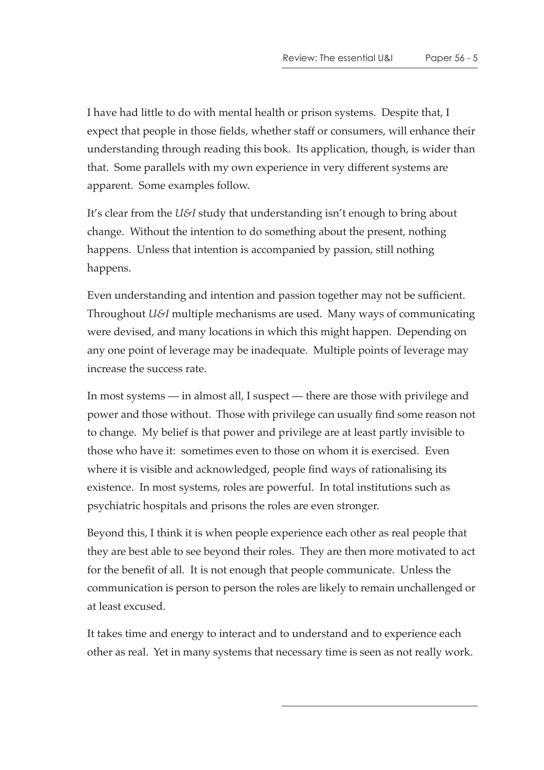I have had little to do with mental health or prison systems. Despite that, I expect that people in those fields, whether staff or consumers, will enhance their understanding through reading this book. Its application, though, is wider than that. Some parallels with my own experience in very different systems are apparent. Some examples follow.

It's clear from the *U&I* study that understanding isn't enough to bring about change. Without the intention to do something about the present, nothing happens. Unless that intention is accompanied by passion, still nothing happens.

Even understanding and intention and passion together may not be sufficient. Throughout *U&I* multiple mechanisms are used. Many ways of communicating were devised, and many locations in which this might happen. Depending on any one point of leverage may be inadequate. Multiple points of leverage may increase the success rate.

In most systems — in almost all, I suspect — there are those with privilege and power and those without. Those with privilege can usually find some reason not to change. My belief is that power and privilege are at least partly invisible to those who have it: sometimes even to those on whom it is exercised. Even where it is visible and acknowledged, people find ways of rationalising its existence. In most systems, roles are powerful. In total institutions such as psychiatric hospitals and prisons the roles are even stronger.

Beyond this, I think it is when people experience each other as real people that they are best able to see beyond their roles. They are then more motivated to act for the benefit of all. It is not enough that people communicate. Unless the communication is person to person the roles are likely to remain unchallenged or at least excused.

It takes time and energy to interact and to understand and to experience each other as real. Yet in many systems that necessary time is seen as not really work.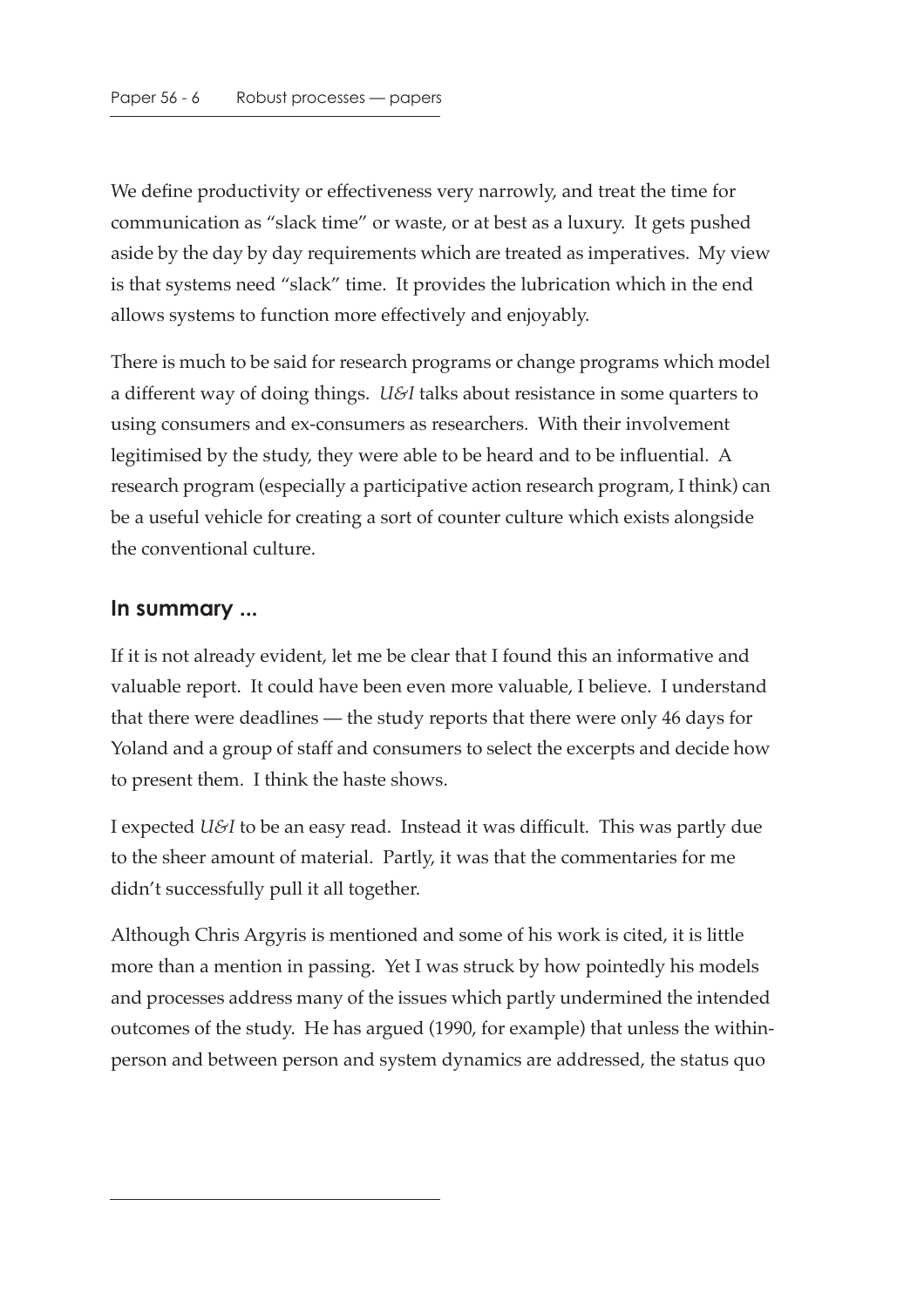We define productivity or effectiveness very narrowly, and treat the time for communication as "slack time" or waste, or at best as a luxury. It gets pushed aside by the day by day requirements which are treated as imperatives. My view is that systems need "slack" time. It provides the lubrication which in the end allows systems to function more effectively and enjoyably.

There is much to be said for research programs or change programs which model a different way of doing things. *U&I* talks about resistance in some quarters to using consumers and ex-consumers as researchers. With their involvement legitimised by the study, they were able to be heard and to be influential. A research program (especially a participative action research program, I think) can be a useful vehicle for creating a sort of counter culture which exists alongside the conventional culture.

## In summary ...

If it is not already evident, let me be clear that I found this an informative and valuable report. It could have been even more valuable, I believe. I understand that there were deadlines — the study reports that there were only 46 days for Yoland and a group of staff and consumers to select the excerpts and decide how to present them. I think the haste shows.

I expected *U&I* to be an easy read. Instead it was difficult. This was partly due to the sheer amount of material. Partly, it was that the commentaries for me didn't successfully pull it all together.

Although Chris Argyris is mentioned and some of his work is cited, it is little more than a mention in passing. Yet I was struck by how pointedly his models and processes address many of the issues which partly undermined the intended outcomes of the study. He has argued (1990, for example) that unless the within-person and between person and system dynamics are addressed, the status quo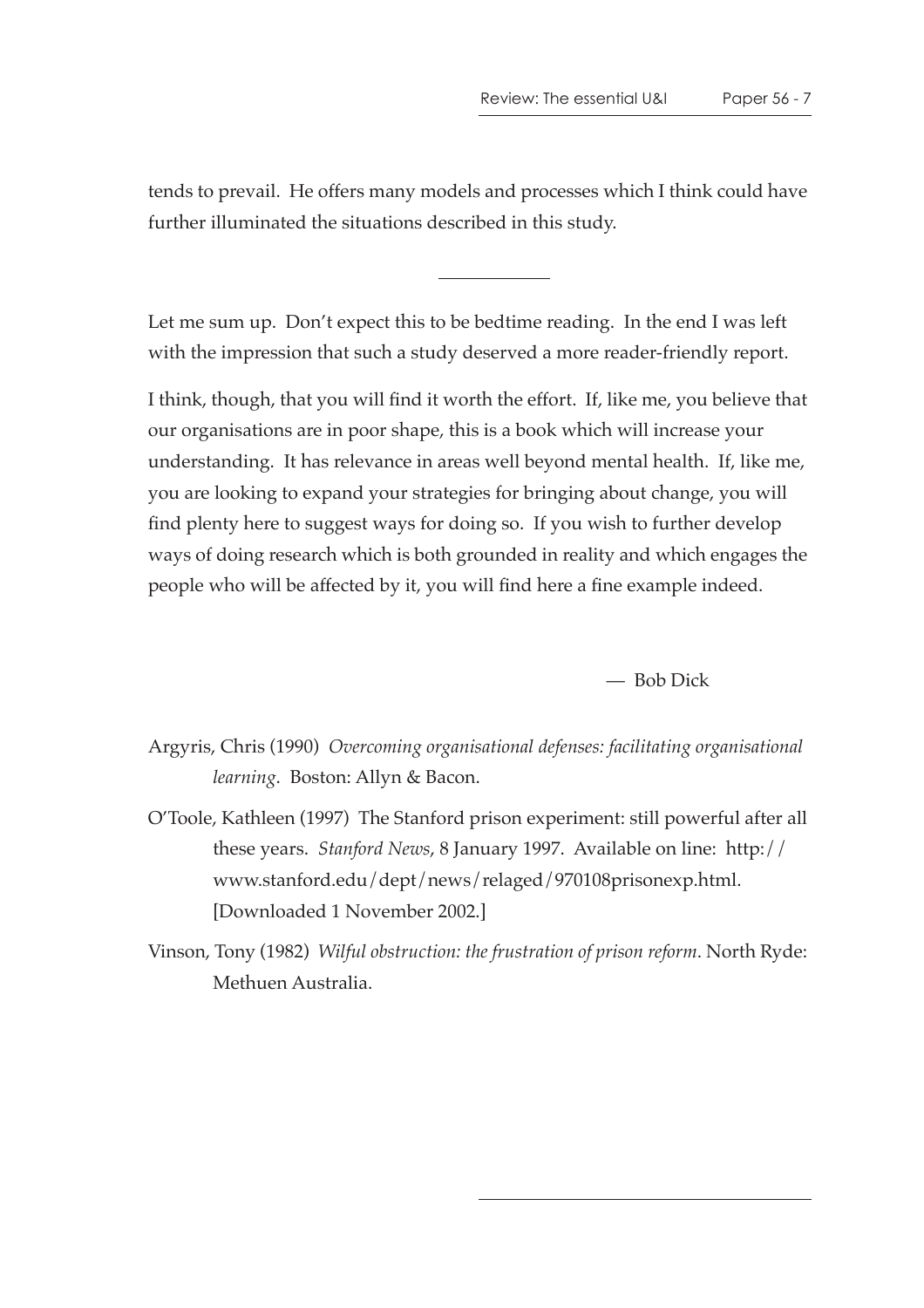tends to prevail. He offers many models and processes which I think could have further illuminated the situations described in this study.

---

Let me sum up. Don't expect this to be bedtime reading. In the end I was left with the impression that such a study deserved a more reader-friendly report.

I think, though, that you will find it worth the effort. If, like me, you believe that our organisations are in poor shape, this is a book which will increase your understanding. It has relevance in areas well beyond mental health. If, like me, you are looking to expand your strategies for bringing about change, you will find plenty here to suggest ways for doing so. If you wish to further develop ways of doing research which is both grounded in reality and which engages the people who will be affected by it, you will find here a fine example indeed.

— Bob Dick

Argyris, Chris (1990) *Overcoming organisational defenses: facilitating organisational learning*. Boston: Allyn & Bacon.

O'Toole, Kathleen (1997) The Stanford prison experiment: still powerful after all these years. *Stanford News*, 8 January 1997. Available on line: http://www.stanford.edu/dept/news/relaged/970108prisonexp.html. [Downloaded 1 November 2002.]

Vinson, Tony (1982) *Wilful obstruction: the frustration of prison reform*. North Ryde: Methuen Australia.